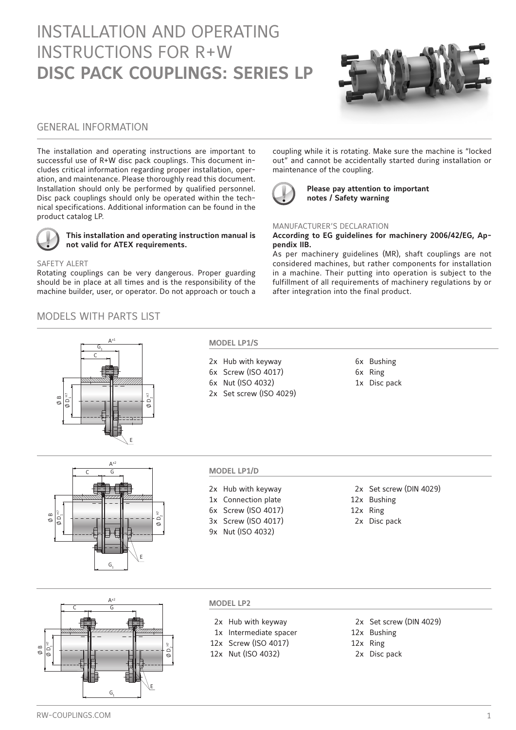# INSTALLATION AND OPERATING INSTRUCTIONS FOR R+W **DISC PACK COUPLINGS: SERIES LP**

## GENERAL INFORMATION

The installation and operating instructions are important to successful use of R+W disc pack couplings. This document includes critical information regarding proper installation, operation, and maintenance. Please thoroughly read this document. Installation should only be performed by qualified personnel. Disc pack couplings should only be operated within the technical specifications. Additional information can be found in the product catalog LP.

**This installation and operating instruction manual is not valid for ATEX requirements.**

### SAFETY ALERT

Rotating couplings can be very dangerous. Proper guarding should be in place at all times and is the responsibility of the machine builder, user, or operator. Do not approach or touch a coupling while it is rotating. Make sure the machine is "locked out" and cannot be accidentally started during installation or maintenance of the coupling.

**Please pay attention to important notes / Safety warning**

### MANUFACTURER'S DECLARATION

**According to EG guidelines for machinery 2006/42/EG, Appendix IIB.**

As per machinery guidelines (MR), shaft couplings are not considered machines, but rather components for installation in a machine. Their putting into operation is subject to the fulfillment of all requirements of machinery regulations by or after integration into the final product.

## MODELS WITH PARTS LIST

### MODEL LP1/S

- 2x Hub with keyway
- 6x Screw (ISO 4017)
- 6x Nut (ISO 4032)
- 2x Set screw (ISO 4029)
- 6x Bushing
- 6x Ring
- 1x Disc pack

### MODEL LP1/D

- 2x Hub with keyway
- 1x Connection plate
- 6x Screw (ISO 4017)
- 3x Screw (ISO 4017)
- 9x Nut (ISO 4032)
- 2x Set screw (DIN 4029)
- 12x Bushing
- 12x Ring
- 2x Disc pack

### MODEL LP2

- 2x Hub with keyway
- 1x Intermediate spacer
- 12x Screw (ISO 4017)
- 12x Nut (ISO 4032)
- 2x Set screw (DIN 4029)
- 12x Bushing
- 12x Ring
- 2x Disc pack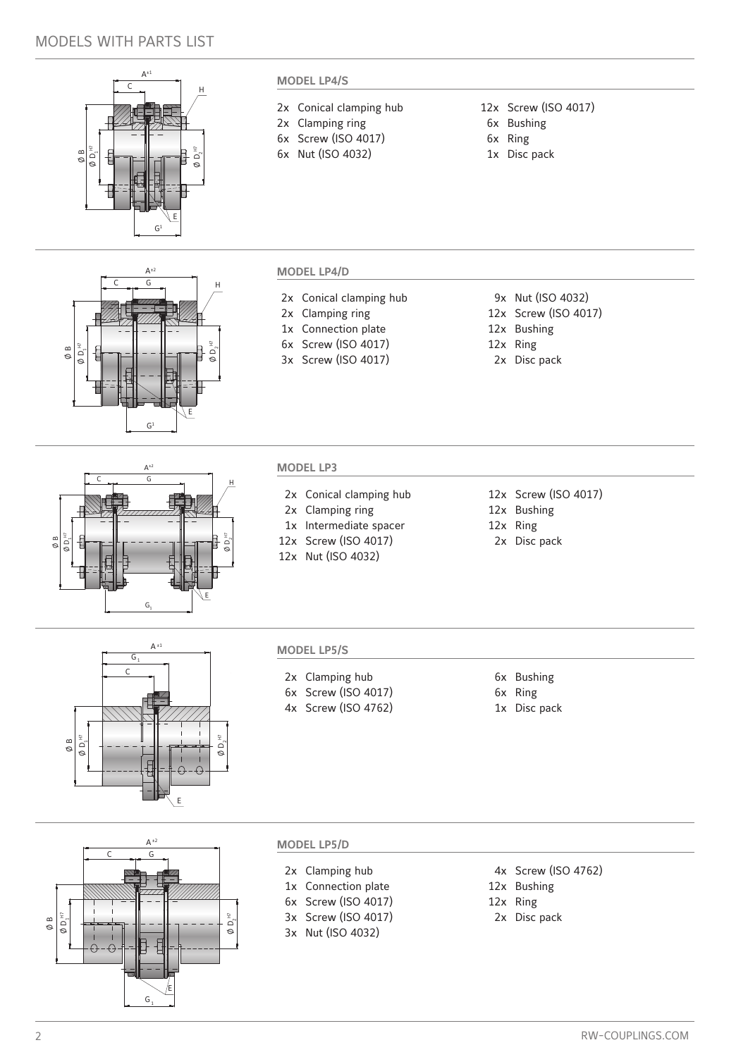# MODELS WITH PARTS LIST

## MODEL LP4/S

- 2x Conical clamping hub
- 2x Clamping ring
- 6x Screw (ISO 4017)
- 6x Nut (ISO 4032)
- 12x Screw (ISO 4017)
- 6x Bushing
- 6x Ring
- 1x Disc pack

## MODEL LP4/D

- 2x Conical clamping hub
- 2x Clamping ring
- 1x Connection plate
- 6x Screw (ISO 4017)
- 3x Screw (ISO 4017)
- 9x Nut (ISO 4032)
- 12x Screw (ISO 4017)
- 12x Bushing
- 12x Ring
- 2x Disc pack

## MODEL LP3

- 2x Conical clamping hub
- 2x Clamping ring
- 1x Intermediate spacer
- 12x Screw (ISO 4017)
- 12x Nut (ISO 4032)
- 12x Screw (ISO 4017)
- 12x Bushing
- 12x Ring
- 2x Disc pack

## MODEL LP5/S

- 2x Clamping hub
- 6x Screw (ISO 4017)
- 4x Screw (ISO 4762)
- 6x Bushing
- 6x Ring
- 1x Disc pack

## MODEL LP5/D

- 2x Clamping hub
- 1x Connection plate
- 6x Screw (ISO 4017)
- 3x Screw (ISO 4017)
- 3x Nut (ISO 4032)
- 4x Screw (ISO 4762)
- 12x Bushing
- 12x Ring
- 2x Disc pack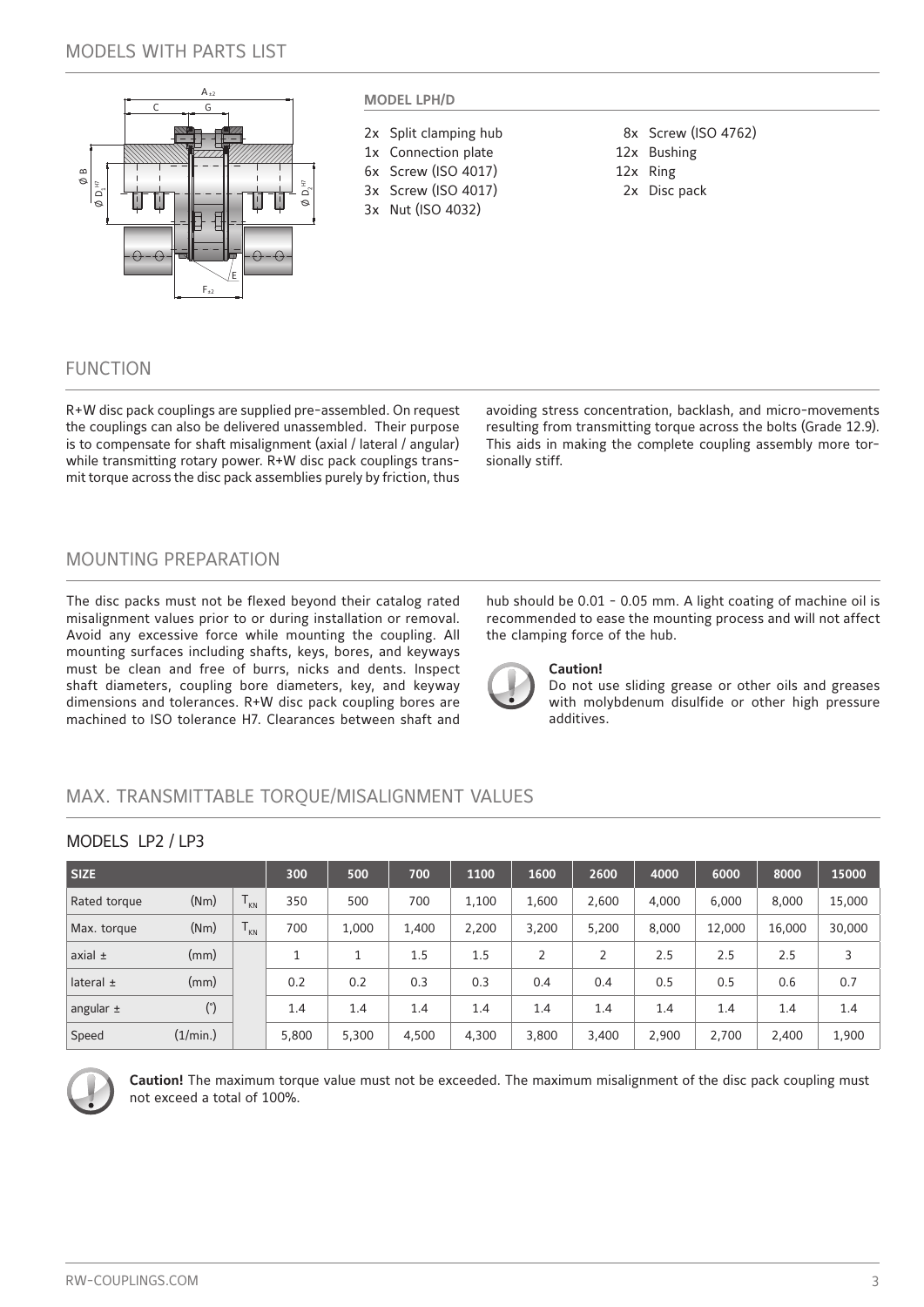## MODELS WITH PARTS LIST

### MODEL LPH/D

- 2x Split clamping hub
- 1x Connection plate
- 6x Screw (ISO 4017)
- 3x Screw (ISO 4017)
- 3x Nut (ISO 4032)
- 8x Screw (ISO 4762)
- 12x Bushing
- 12x Ring
- 2x Disc pack

## FUNCTION

R+W disc pack couplings are supplied pre-assembled. On request the couplings can also be delivered unassembled. Their purpose is to compensate for shaft misalignment (axial / lateral / angular) while transmitting rotary power. R+W disc pack couplings transmit torque across the disc pack assemblies purely by friction, thus avoiding stress concentration, backlash, and micro-movements resulting from transmitting torque across the bolts (Grade 12.9). This aids in making the complete coupling assembly more torsionally stiff.

## MOUNTING PREPARATION

The disc packs must not be flexed beyond their catalog rated misalignment values prior to or during installation or removal. Avoid any excessive force while mounting the coupling. All mounting surfaces including shafts, keys, bores, and keyways must be clean and free of burrs, nicks and dents. Inspect shaft diameters, coupling bore diameters, key, and keyway dimensions and tolerances. R+W disc pack coupling bores are machined to ISO tolerance H7. Clearances between shaft and hub should be 0.01 - 0.05 mm. A light coating of machine oil is recommended to ease the mounting process and will not affect the clamping force of the hub.

**Caution!**
Do not use sliding grease or other oils and greases with molybdenum disulfide or other high pressure additives.

## MAX. TRANSMITTABLE TORQUE/MISALIGNMENT VALUES

### MODELS LP2 / LP3

| SIZE | | | 300 | 500 | 700 | 1100 | 1600 | 2600 | 4000 | 6000 | 8000 | 15000 |
|---|---|---|---|---|---|---|---|---|---|---|---|---|
| Rated torque | (Nm) | $T_{KN}$ | 350 | 500 | 700 | 1,100 | 1,600 | 2,600 | 4,000 | 6,000 | 8,000 | 15,000 |
| Max. torque | (Nm) | $T_{KN}$ | 700 | 1,000 | 1,400 | 2,200 | 3,200 | 5,200 | 8,000 | 12,000 | 16,000 | 30,000 |
| axial ± | (mm) | | 1 | 1 | 1.5 | 1.5 | 2 | 2 | 2.5 | 2.5 | 2.5 | 3 |
| lateral ± | (mm) | | 0.2 | 0.2 | 0.3 | 0.3 | 0.4 | 0.4 | 0.5 | 0.5 | 0.6 | 0.7 |
| angular ± | (°) | | 1.4 | 1.4 | 1.4 | 1.4 | 1.4 | 1.4 | 1.4 | 1.4 | 1.4 | 1.4 |
| Speed | (1/min.) | | 5,800 | 5,300 | 4,500 | 4,300 | 3,800 | 3,400 | 2,900 | 2,700 | 2,400 | 1,900 |

**Caution!** The maximum torque value must not be exceeded. The maximum misalignment of the disc pack coupling must not exceed a total of 100%.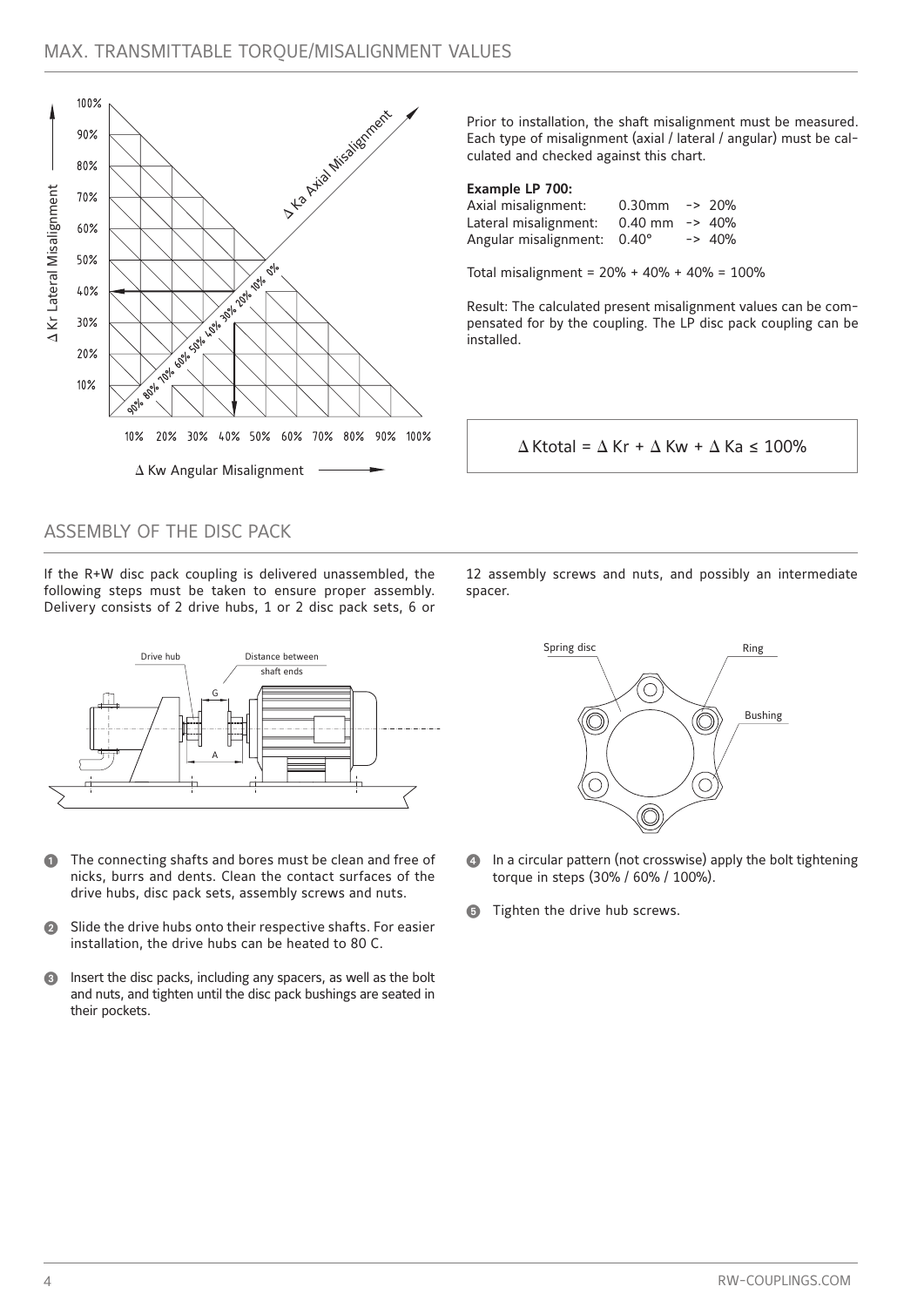## MAX. TRANSMITTABLE TORQUE/MISALIGNMENT VALUES

Prior to installation, the shaft misalignment must be measured. Each type of misalignment (axial / lateral / angular) must be calculated and checked against this chart.

**Example LP 700:**

| | | |
|---|---|---|
| Axial misalignment: | 0.30mm | -> 20% |
| Lateral misalignment: | 0.40 mm | -> 40% |
| Angular misalignment: | 0.40° | -> 40% |

Total misalignment = 20% + 40% + 40% = 100%

Result: The calculated present misalignment values can be compensated for by the coupling. The LP disc pack coupling can be installed.

$$\Delta \text{Ktotal} = \Delta \text{Kr} + \Delta \text{Kw} + \Delta \text{Ka} \leq 100\%$$

## ASSEMBLY OF THE DISC PACK

If the R+W disc pack coupling is delivered unassembled, the following steps must be taken to ensure proper assembly. Delivery consists of 2 drive hubs, 1 or 2 disc pack sets, 6 or 12 assembly screws and nuts, and possibly an intermediate spacer.

1. The connecting shafts and bores must be clean and free of nicks, burrs and dents. Clean the contact surfaces of the drive hubs, disc pack sets, assembly screws and nuts.
2. Slide the drive hubs onto their respective shafts. For easier installation, the drive hubs can be heated to 80 C.
3. Insert the disc packs, including any spacers, as well as the bolt and nuts, and tighten until the disc pack bushings are seated in their pockets.
4. In a circular pattern (not crosswise) apply the bolt tightening torque in steps (30% / 60% / 100%).
5. Tighten the drive hub screws.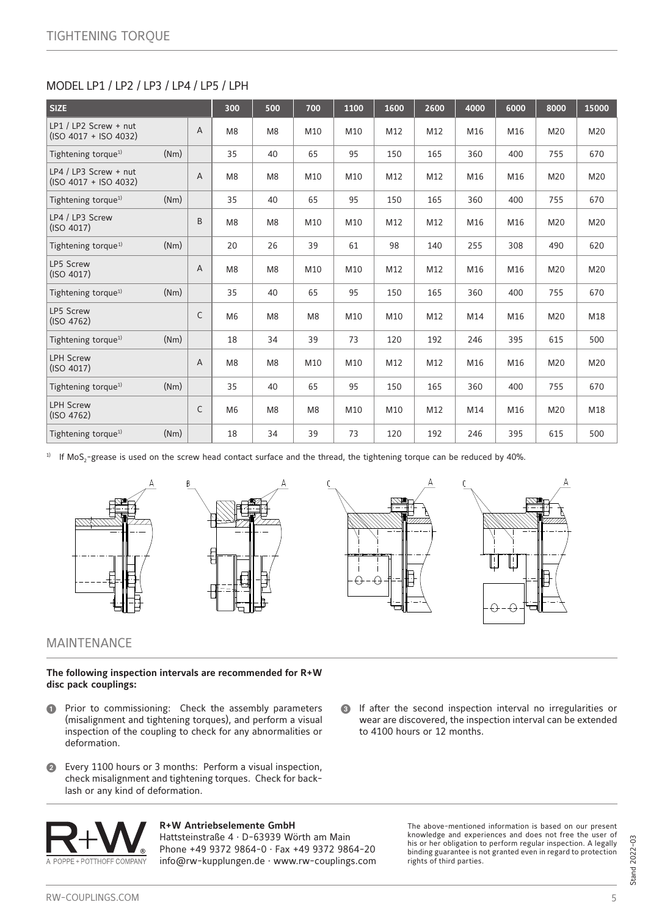# TIGHTENING TORQUE

## MODEL LP1 / LP2 / LP3 / LP4 / LP5 / LPH

| SIZE | | | 300 | 500 | 700 | 1100 | 1600 | 2600 | 4000 | 6000 | 8000 | 15000 |
|---|---|---|---|---|---|---|---|---|---|---|---|---|
| LP1 / LP2 Screw + nut (ISO 4017 + ISO 4032) | | A | M8 | M8 | M10 | M10 | M12 | M12 | M16 | M16 | M20 | M20 |
| Tightening torque[1) ] | (Nm) | | 35 | 40 | 65 | 95 | 150 | 165 | 360 | 400 | 755 | 670 |
| LP4 / LP3 Screw + nut (ISO 4017 + ISO 4032) | | A | M8 | M8 | M10 | M10 | M12 | M12 | M16 | M16 | M20 | M20 |
| Tightening torque[1)] | (Nm) | | 35 | 40 | 65 | 95 | 150 | 165 | 360 | 400 | 755 | 670 |
| LP4 / LP3 Screw (ISO 4017) | | B | M8 | M8 | M10 | M10 | M12 | M12 | M16 | M16 | M20 | M20 |
| Tightening torque[1)] | (Nm) | | 20 | 26 | 39 | 61 | 98 | 140 | 255 | 308 | 490 | 620 |
| LP5 Screw (ISO 4017) | | A | M8 | M8 | M10 | M10 | M12 | M12 | M16 | M16 | M20 | M20 |
| Tightening torque[1)] | (Nm) | | 35 | 40 | 65 | 95 | 150 | 165 | 360 | 400 | 755 | 670 |
| LP5 Screw (ISO 4762) | | C | M6 | M8 | M8 | M10 | M10 | M12 | M14 | M16 | M20 | M18 |
| Tightening torque[1)] | (Nm) | | 18 | 34 | 39 | 73 | 120 | 192 | 246 | 395 | 615 | 500 |
| LPH Screw (ISO 4017) | | A | M8 | M8 | M10 | M10 | M12 | M12 | M16 | M16 | M20 | M20 |
| Tightening torque[1)] | (Nm) | | 35 | 40 | 65 | 95 | 150 | 165 | 360 | 400 | 755 | 670 |
| LPH Screw (ISO 4762) | | C | M6 | M8 | M8 | M10 | M10 | M12 | M14 | M16 | M20 | M18 |
| Tightening torque[1)] | (Nm) | | 18 | 34 | 39 | 73 | 120 | 192 | 246 | 395 | 615 | 500 |

[1)] If $MoS_2$-grease is used on the screw head contact surface and the thread, the tightening torque can be reduced by 40%.

A B A C A C A

# MAINTENANCE

**The following inspection intervals are recommended for R+W disc pack couplings:**

1. Prior to commissioning: Check the assembly parameters (misalignment and tightening torques), and perform a visual inspection of the coupling to check for any abnormalities or deformation.
2. Every 1100 hours or 3 months: Perform a visual inspection, check misalignment and tightening torques. Check for backlash or any kind of deformation.
3. If after the second inspection interval no irregularities or wear are discovered, the inspection interval can be extended to 4100 hours or 12 months.

R+W A POPPE + POTTHOFF COMPANY

**R+W Antriebselemente GmbH**
Hattsteinstraße 4 · D-63939 Wörth am Main
Phone +49 9372 9864-0 · Fax +49 9372 9864-20
info@rw-kupplungen.de · www.rw-couplings.com

The above-mentioned information is based on our present knowledge and experiences and does not free the user of his or her obligation to perform regular inspection. A legally binding guarantee is not granted even in regard to protection rights of third parties.

Stand 2022-03